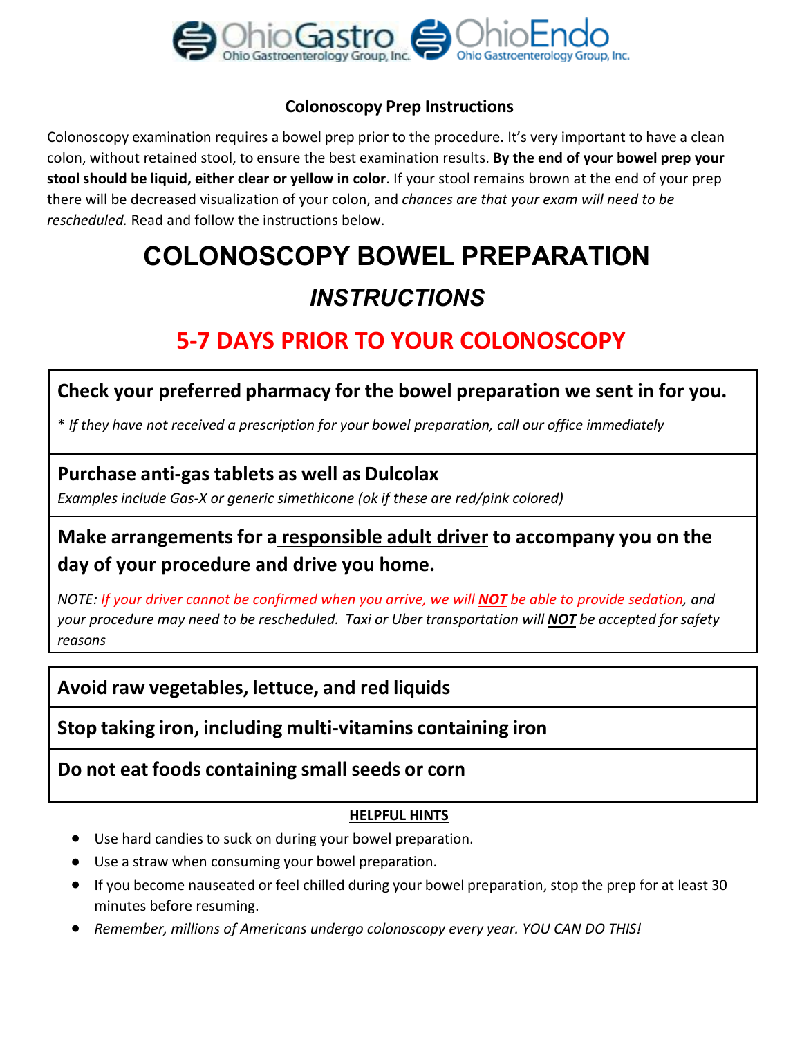OhioGastro Ohio Gastroenterology Group, Inc. OhioEndo Ohio Gastroenterology Group, Inc.

**Colonoscopy Prep Instructions**

Colonoscopy examination requires a bowel prep prior to the procedure. It's very important to have a clean colon, without retained stool, to ensure the best examination results. **By the end of your bowel prep your stool should be liquid, either clear or yellow in color**. If your stool remains brown at the end of your prep there will be decreased visualization of your colon, and *chances are that your exam will need to be rescheduled.* Read and follow the instructions below.

# COLONOSCOPY BOWEL PREPARATION

## *INSTRUCTIONS*

## 5-7 DAYS PRIOR TO YOUR COLONOSCOPY

**Check your preferred pharmacy for the bowel preparation we sent in for you.**

\* *If they have not received a prescription for your bowel preparation, call our office immediately*

**Purchase anti-gas tablets as well as Dulcolax**

*Examples include Gas-X or generic simethicone (ok if these are red/pink colored)*

**Make arrangements for a responsible adult driver to accompany you on the day of your procedure and drive you home.**

*NOTE: If your driver cannot be confirmed when you arrive, we will **NOT** be able to provide sedation, and your procedure may need to be rescheduled. Taxi or Uber transportation will **NOT** be accepted for safety reasons*

**Avoid raw vegetables, lettuce, and red liquids**

**Stop taking iron, including multi-vitamins containing iron**

**Do not eat foods containing small seeds or corn**

**HELPFUL HINTS**

- Use hard candies to suck on during your bowel preparation.
- Use a straw when consuming your bowel preparation.
- If you become nauseated or feel chilled during your bowel preparation, stop the prep for at least 30 minutes before resuming.
- *Remember, millions of Americans undergo colonoscopy every year. YOU CAN DO THIS!*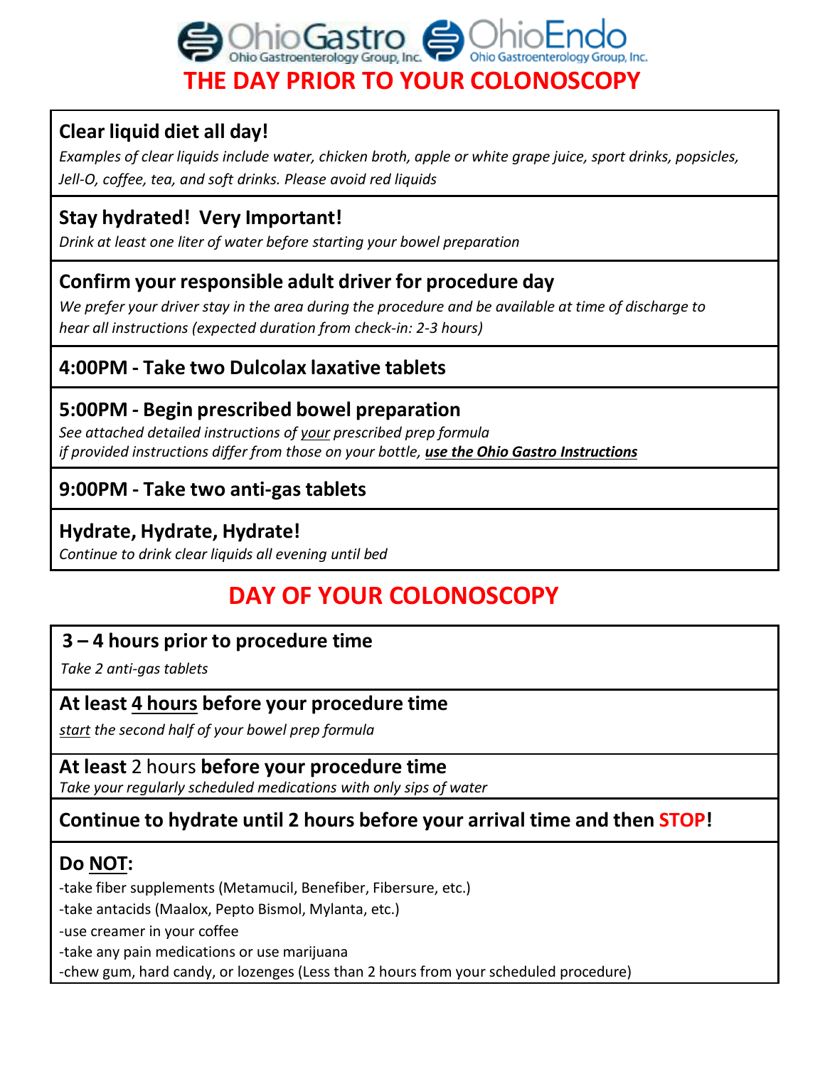OhioGastro Ohio Gastroenterology Group, Inc. OhioEndo Ohio Gastroenterology Group, Inc.

# THE DAY PRIOR TO YOUR COLONOSCOPY

**Clear liquid diet all day!**

*Examples of clear liquids include water, chicken broth, apple or white grape juice, sport drinks, popsicles, Jell-O, coffee, tea, and soft drinks. Please avoid red liquids*

**Stay hydrated! Very Important!**

*Drink at least one liter of water before starting your bowel preparation*

**Confirm your responsible adult driver for procedure day**

*We prefer your driver stay in the area during the procedure and be available at time of discharge to hear all instructions (expected duration from check-in: 2-3 hours)*

**4:00PM - Take two Dulcolax laxative tablets**

**5:00PM - Begin prescribed bowel preparation**

*See attached detailed instructions of your prescribed prep formula*
*if provided instructions differ from those on your bottle, **use the Ohio Gastro Instructions***

**9:00PM - Take two anti-gas tablets**

**Hydrate, Hydrate, Hydrate!**

*Continue to drink clear liquids all evening until bed*

# DAY OF YOUR COLONOSCOPY

**3 – 4 hours prior to procedure time**

*Take 2 anti-gas tablets*

**At least 4 hours before your procedure time**

*start the second half of your bowel prep formula*

**At least** 2 hours **before your procedure time**

*Take your regularly scheduled medications with only sips of water*

**Continue to hydrate until 2 hours before your arrival time and then STOP!**

**Do NOT:**

-take fiber supplements (Metamucil, Benefiber, Fibersure, etc.)
-take antacids (Maalox, Pepto Bismol, Mylanta, etc.)
-use creamer in your coffee
-take any pain medications or use marijuana
-chew gum, hard candy, or lozenges (Less than 2 hours from your scheduled procedure)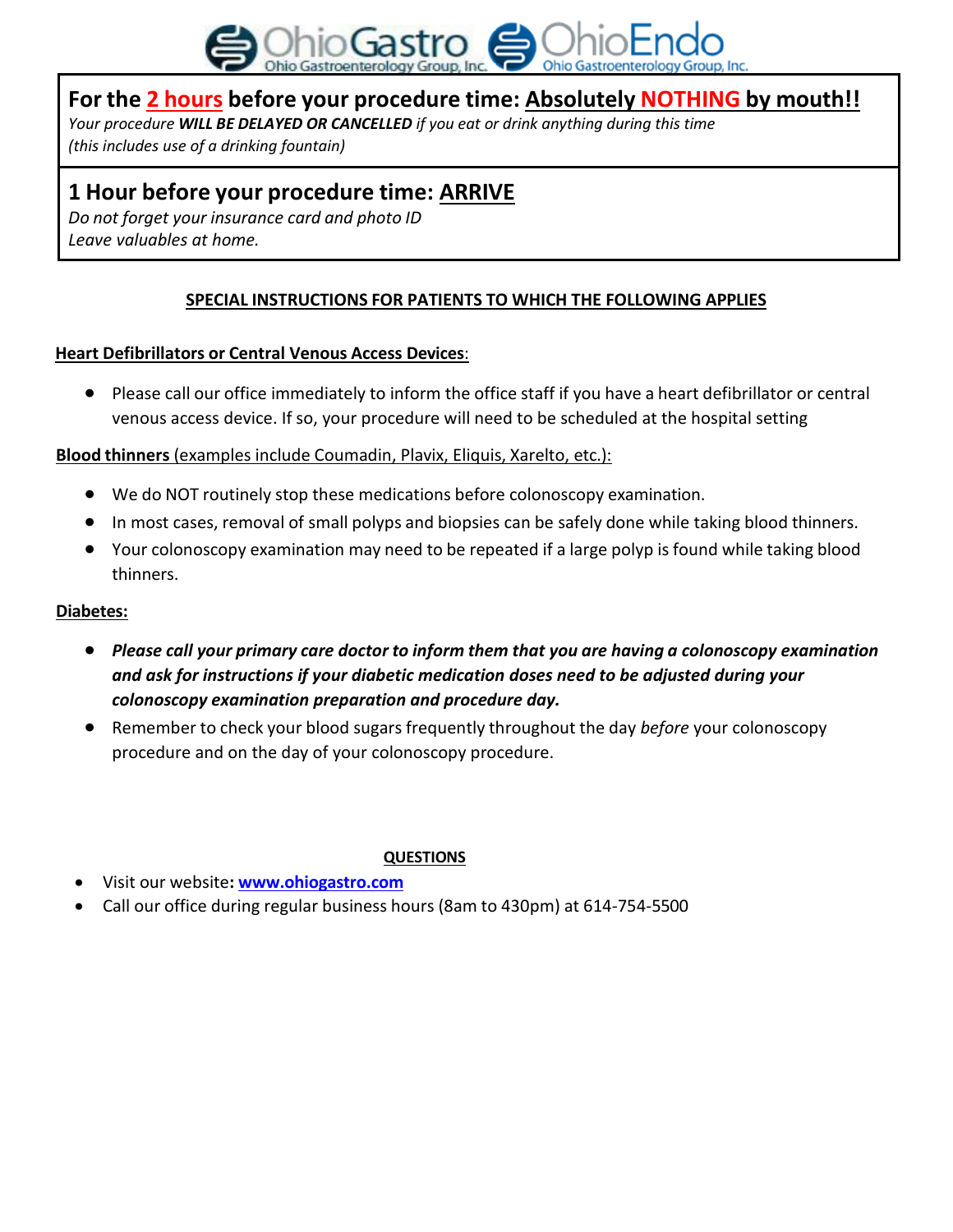**For the 2 hours before your procedure time: Absolutely NOTHING by mouth!!**

*Your procedure **WILL BE DELAYED OR CANCELLED** if you eat or drink anything during this time (this includes use of a drinking fountain)*

**1 Hour before your procedure time: ARRIVE**

*Do not forget your insurance card and photo ID*
*Leave valuables at home.*

**SPECIAL INSTRUCTIONS FOR PATIENTS TO WHICH THE FOLLOWING APPLIES**

**Heart Defibrillators or Central Venous Access Devices**:

- Please call our office immediately to inform the office staff if you have a heart defibrillator or central venous access device. If so, your procedure will need to be scheduled at the hospital setting

**Blood thinners** (examples include Coumadin, Plavix, Eliquis, Xarelto, etc.):

- We do NOT routinely stop these medications before colonoscopy examination.
- In most cases, removal of small polyps and biopsies can be safely done while taking blood thinners.
- Your colonoscopy examination may need to be repeated if a large polyp is found while taking blood thinners.

**Diabetes:**

- ***Please call your primary care doctor to inform them that you are having a colonoscopy examination and ask for instructions if your diabetic medication doses need to be adjusted during your colonoscopy examination preparation and procedure day.***
- Remember to check your blood sugars frequently throughout the day *before* your colonoscopy procedure and on the day of your colonoscopy procedure.

**QUESTIONS**

- Visit our website**: www.ohiogastro.com**
- Call our office during regular business hours (8am to 430pm) at 614-754-5500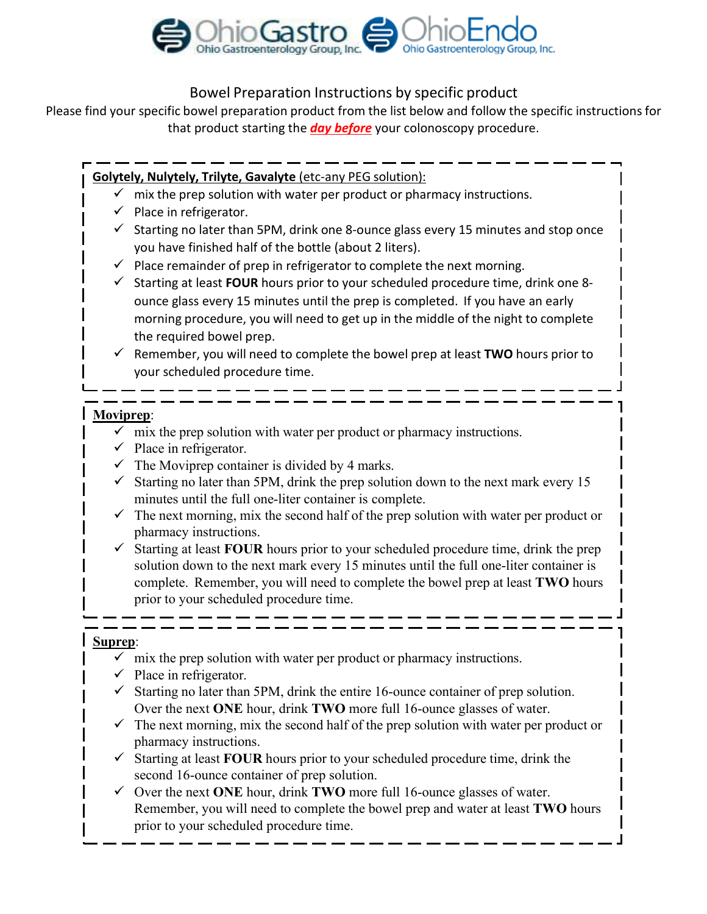OhioGastro Ohio Gastroenterology Group, Inc. OhioEndo Ohio Gastroenterology Group, Inc.

## Bowel Preparation Instructions by specific product

Please find your specific bowel preparation product from the list below and follow the specific instructions for that product starting the ***day before*** your colonoscopy procedure.

**Golytely, Nulytely, Trilyte, Gavalyte** (etc-any PEG solution):

- ✓ mix the prep solution with water per product or pharmacy instructions.
- ✓ Place in refrigerator.
- ✓ Starting no later than 5PM, drink one 8-ounce glass every 15 minutes and stop once you have finished half of the bottle (about 2 liters).
- ✓ Place remainder of prep in refrigerator to complete the next morning.
- ✓ Starting at least **FOUR** hours prior to your scheduled procedure time, drink one 8-ounce glass every 15 minutes until the prep is completed. If you have an early morning procedure, you will need to get up in the middle of the night to complete the required bowel prep.
- ✓ Remember, you will need to complete the bowel prep at least **TWO** hours prior to your scheduled procedure time.

**Moviprep**:

- ✓ mix the prep solution with water per product or pharmacy instructions.
- ✓ Place in refrigerator.
- ✓ The Moviprep container is divided by 4 marks.
- ✓ Starting no later than 5PM, drink the prep solution down to the next mark every 15 minutes until the full one-liter container is complete.
- ✓ The next morning, mix the second half of the prep solution with water per product or pharmacy instructions.
- ✓ Starting at least **FOUR** hours prior to your scheduled procedure time, drink the prep solution down to the next mark every 15 minutes until the full one-liter container is complete. Remember, you will need to complete the bowel prep at least **TWO** hours prior to your scheduled procedure time.

**Suprep**:

- ✓ mix the prep solution with water per product or pharmacy instructions.
- ✓ Place in refrigerator.
- ✓ Starting no later than 5PM, drink the entire 16-ounce container of prep solution. Over the next **ONE** hour, drink **TWO** more full 16-ounce glasses of water.
- ✓ The next morning, mix the second half of the prep solution with water per product or pharmacy instructions.
- ✓ Starting at least **FOUR** hours prior to your scheduled procedure time, drink the second 16-ounce container of prep solution.
- ✓ Over the next **ONE** hour, drink **TWO** more full 16-ounce glasses of water. Remember, you will need to complete the bowel prep and water at least **TWO** hours prior to your scheduled procedure time.